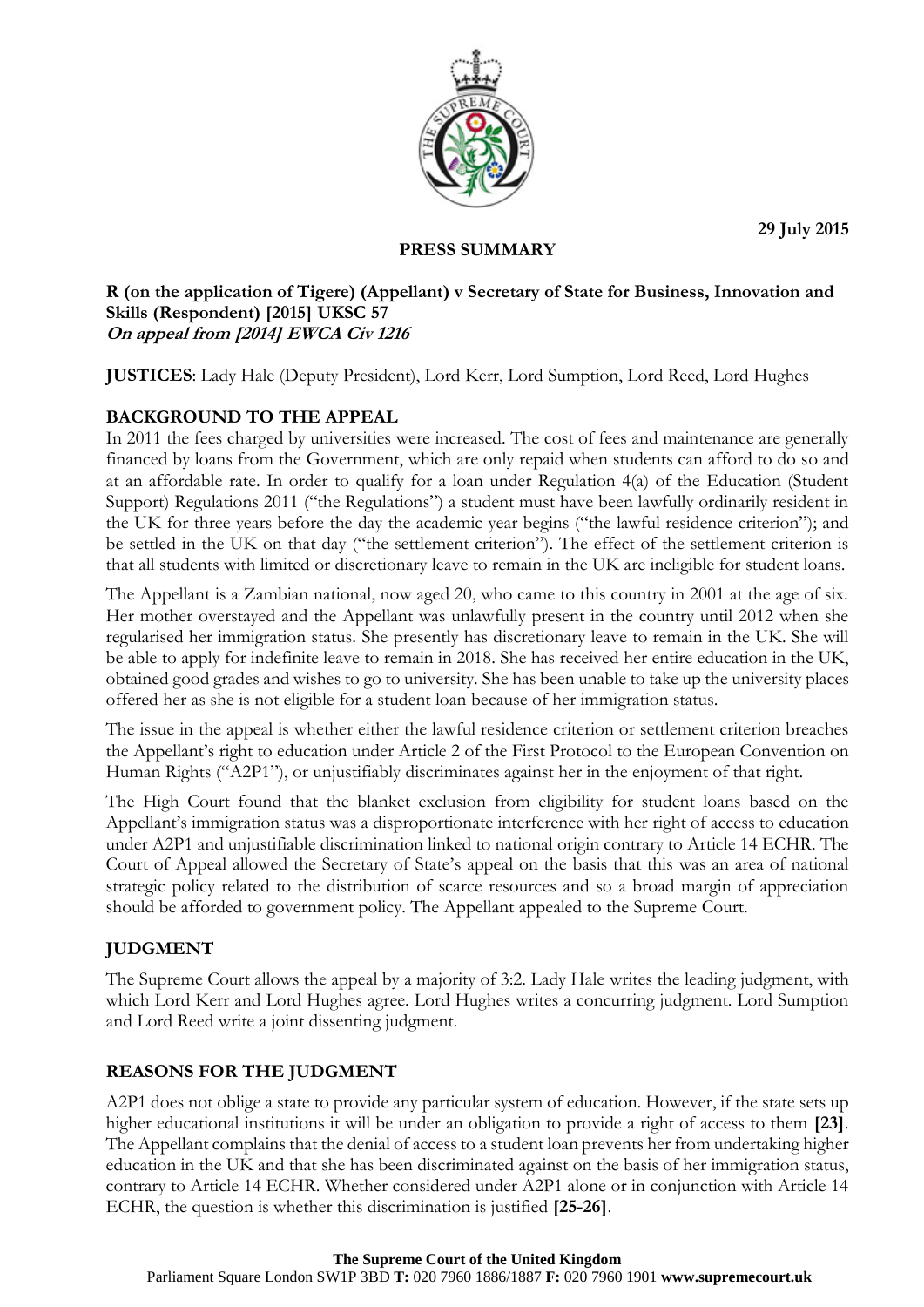29 July 2015

## PRESS SUMMARY

**R (on the application of Tigere) (Appellant) v Secretary of State for Business, Innovation and Skills (Respondent) [2015] UKSC 57**
***On appeal from [2014] EWCA Civ 1216***

**JUSTICES**: Lady Hale (Deputy President), Lord Kerr, Lord Sumption, Lord Reed, Lord Hughes

### BACKGROUND TO THE APPEAL

In 2011 the fees charged by universities were increased. The cost of fees and maintenance are generally financed by loans from the Government, which are only repaid when students can afford to do so and at an affordable rate. In order to qualify for a loan under Regulation 4(a) of the Education (Student Support) Regulations 2011 ("the Regulations") a student must have been lawfully ordinarily resident in the UK for three years before the day the academic year begins ("the lawful residence criterion"); and be settled in the UK on that day ("the settlement criterion"). The effect of the settlement criterion is that all students with limited or discretionary leave to remain in the UK are ineligible for student loans.

The Appellant is a Zambian national, now aged 20, who came to this country in 2001 at the age of six. Her mother overstayed and the Appellant was unlawfully present in the country until 2012 when she regularised her immigration status. She presently has discretionary leave to remain in the UK. She will be able to apply for indefinite leave to remain in 2018. She has received her entire education in the UK, obtained good grades and wishes to go to university. She has been unable to take up the university places offered her as she is not eligible for a student loan because of her immigration status.

The issue in the appeal is whether either the lawful residence criterion or settlement criterion breaches the Appellant's right to education under Article 2 of the First Protocol to the European Convention on Human Rights ("A2P1"), or unjustifiably discriminates against her in the enjoyment of that right.

The High Court found that the blanket exclusion from eligibility for student loans based on the Appellant's immigration status was a disproportionate interference with her right of access to education under A2P1 and unjustifiable discrimination linked to national origin contrary to Article 14 ECHR. The Court of Appeal allowed the Secretary of State's appeal on the basis that this was an area of national strategic policy related to the distribution of scarce resources and so a broad margin of appreciation should be afforded to government policy. The Appellant appealed to the Supreme Court.

### JUDGMENT

The Supreme Court allows the appeal by a majority of 3:2. Lady Hale writes the leading judgment, with which Lord Kerr and Lord Hughes agree. Lord Hughes writes a concurring judgment. Lord Sumption and Lord Reed write a joint dissenting judgment.

### REASONS FOR THE JUDGMENT

A2P1 does not oblige a state to provide any particular system of education. However, if the state sets up higher educational institutions it will be under an obligation to provide a right of access to them **[23]**. The Appellant complains that the denial of access to a student loan prevents her from undertaking higher education in the UK and that she has been discriminated against on the basis of her immigration status, contrary to Article 14 ECHR. Whether considered under A2P1 alone or in conjunction with Article 14 ECHR, the question is whether this discrimination is justified **[25-26]**.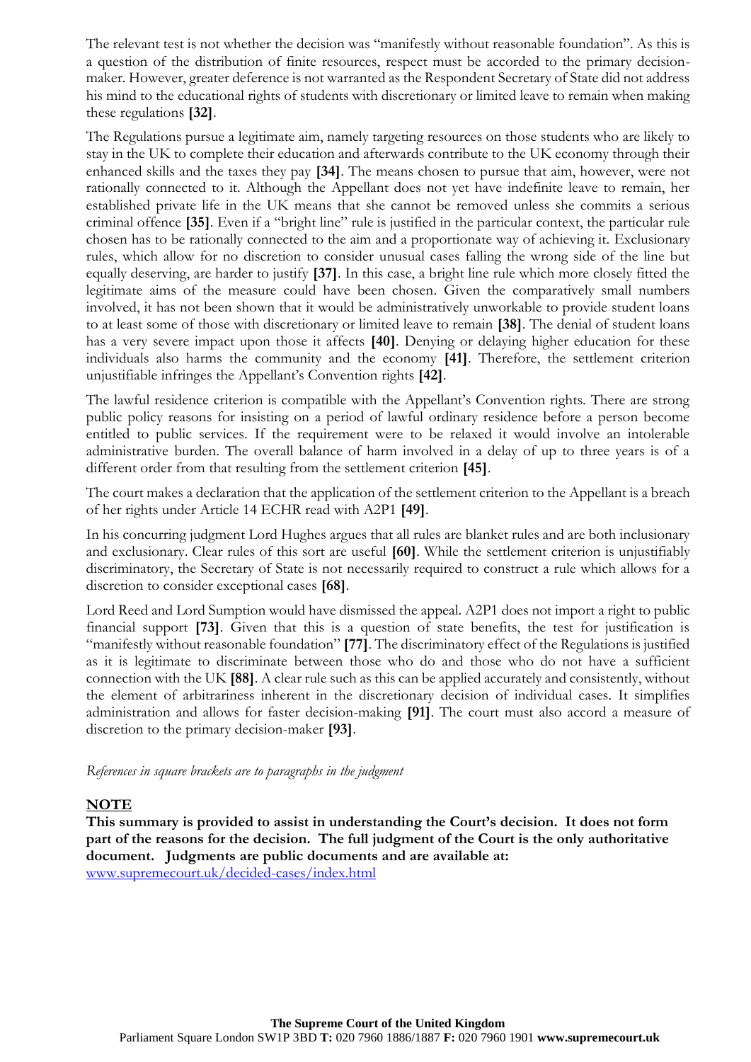The relevant test is not whether the decision was "manifestly without reasonable foundation". As this is a question of the distribution of finite resources, respect must be accorded to the primary decision-maker. However, greater deference is not warranted as the Respondent Secretary of State did not address his mind to the educational rights of students with discretionary or limited leave to remain when making these regulations **[32]**.

The Regulations pursue a legitimate aim, namely targeting resources on those students who are likely to stay in the UK to complete their education and afterwards contribute to the UK economy through their enhanced skills and the taxes they pay **[34]**. The means chosen to pursue that aim, however, were not rationally connected to it. Although the Appellant does not yet have indefinite leave to remain, her established private life in the UK means that she cannot be removed unless she commits a serious criminal offence **[35]**. Even if a "bright line" rule is justified in the particular context, the particular rule chosen has to be rationally connected to the aim and a proportionate way of achieving it. Exclusionary rules, which allow for no discretion to consider unusual cases falling the wrong side of the line but equally deserving, are harder to justify **[37]**. In this case, a bright line rule which more closely fitted the legitimate aims of the measure could have been chosen. Given the comparatively small numbers involved, it has not been shown that it would be administratively unworkable to provide student loans to at least some of those with discretionary or limited leave to remain **[38]**. The denial of student loans has a very severe impact upon those it affects **[40]**. Denying or delaying higher education for these individuals also harms the community and the economy **[41]**. Therefore, the settlement criterion unjustifiable infringes the Appellant's Convention rights **[42]**.

The lawful residence criterion is compatible with the Appellant's Convention rights. There are strong public policy reasons for insisting on a period of lawful ordinary residence before a person become entitled to public services. If the requirement were to be relaxed it would involve an intolerable administrative burden. The overall balance of harm involved in a delay of up to three years is of a different order from that resulting from the settlement criterion **[45]**.

The court makes a declaration that the application of the settlement criterion to the Appellant is a breach of her rights under Article 14 ECHR read with A2P1 **[49]**.

In his concurring judgment Lord Hughes argues that all rules are blanket rules and are both inclusionary and exclusionary. Clear rules of this sort are useful **[60]**. While the settlement criterion is unjustifiably discriminatory, the Secretary of State is not necessarily required to construct a rule which allows for a discretion to consider exceptional cases **[68]**.

Lord Reed and Lord Sumption would have dismissed the appeal. A2P1 does not import a right to public financial support **[73]**. Given that this is a question of state benefits, the test for justification is "manifestly without reasonable foundation" **[77]**. The discriminatory effect of the Regulations is justified as it is legitimate to discriminate between those who do and those who do not have a sufficient connection with the UK **[88]**. A clear rule such as this can be applied accurately and consistently, without the element of arbitrariness inherent in the discretionary decision of individual cases. It simplifies administration and allows for faster decision-making **[91]**. The court must also accord a measure of discretion to the primary decision-maker **[93]**.

*References in square brackets are to paragraphs in the judgment*

**NOTE**

**This summary is provided to assist in understanding the Court's decision. It does not form part of the reasons for the decision. The full judgment of the Court is the only authoritative document. Judgments are public documents and are available at:**
www.supremecourt.uk/decided-cases/index.html